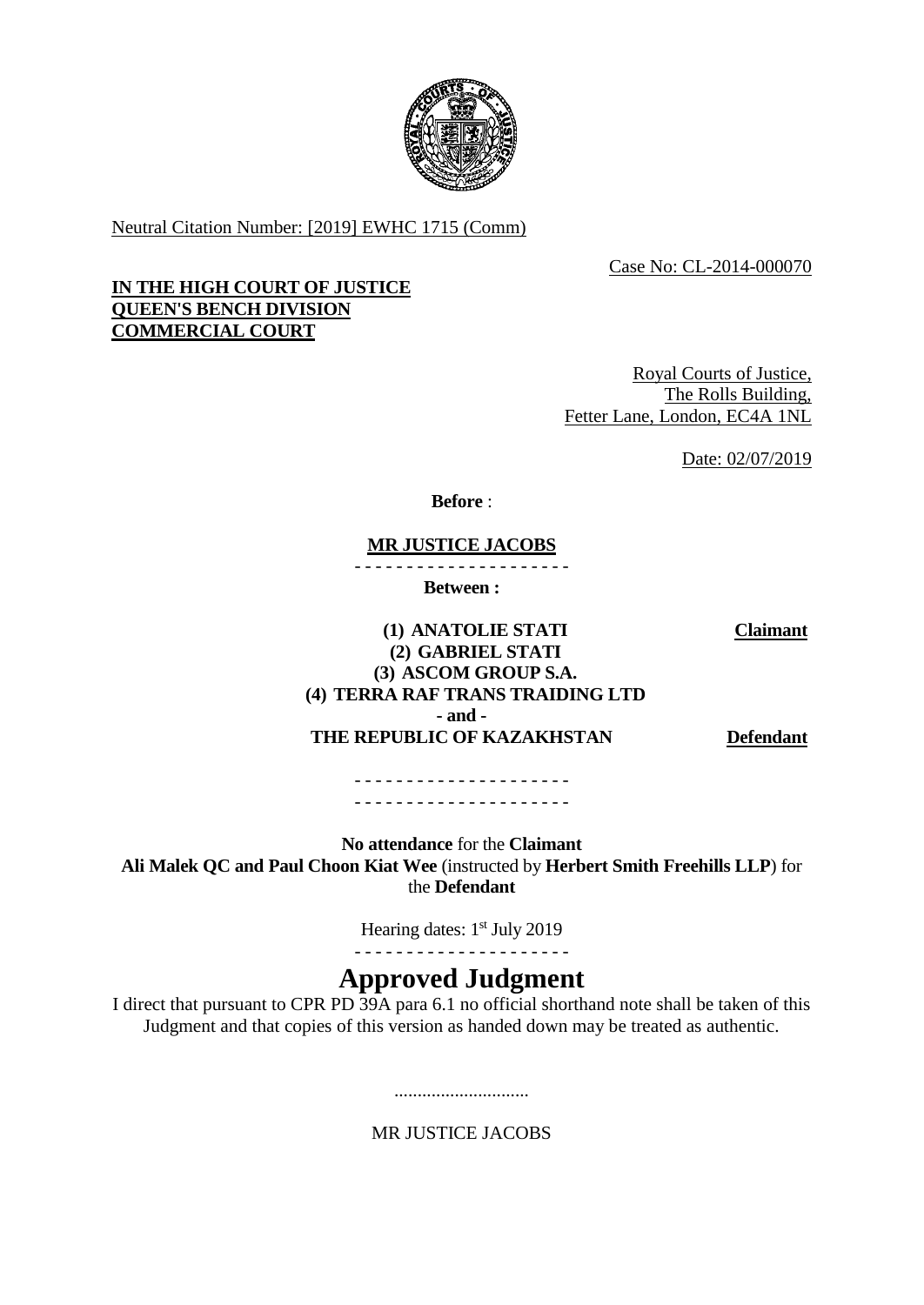Neutral Citation Number: [2019] EWHC 1715 (Comm)

Case No: CL-2014-000070

**IN THE HIGH COURT OF JUSTICE**
**QUEEN'S BENCH DIVISION**
**COMMERCIAL COURT**

Royal Courts of Justice,
The Rolls Building,
Fetter Lane, London, EC4A 1NL

Date: 02/07/2019

**Before** :

**MR JUSTICE JACOBS**

- - - - - - - - - - - - - - - - - - - - -

**Between :**

| | |
|---|---|
| **(1) ANATOLIE STATI**<br>**(2) GABRIEL STATI**<br>**(3) ASCOM GROUP S.A.**<br>**(4) TERRA RAF TRANS TRAIDING LTD** | **Claimant** |
| **- and -** | |
| **THE REPUBLIC OF KAZAKHSTAN** | **Defendant** |

- - - - - - - - - - - - - - - - - - - - -
- - - - - - - - - - - - - - - - - - - - -

**No attendance** for the **Claimant**
**Ali Malek QC and Paul Choon Kiat Wee** (instructed by **Herbert Smith Freehills LLP**) for the **Defendant**

Hearing dates: 1st July 2019

- - - - - - - - - - - - - - - - - - - - -

# Approved Judgment

I direct that pursuant to CPR PD 39A para 6.1 no official shorthand note shall be taken of this Judgment and that copies of this version as handed down may be treated as authentic.

.............................

MR JUSTICE JACOBS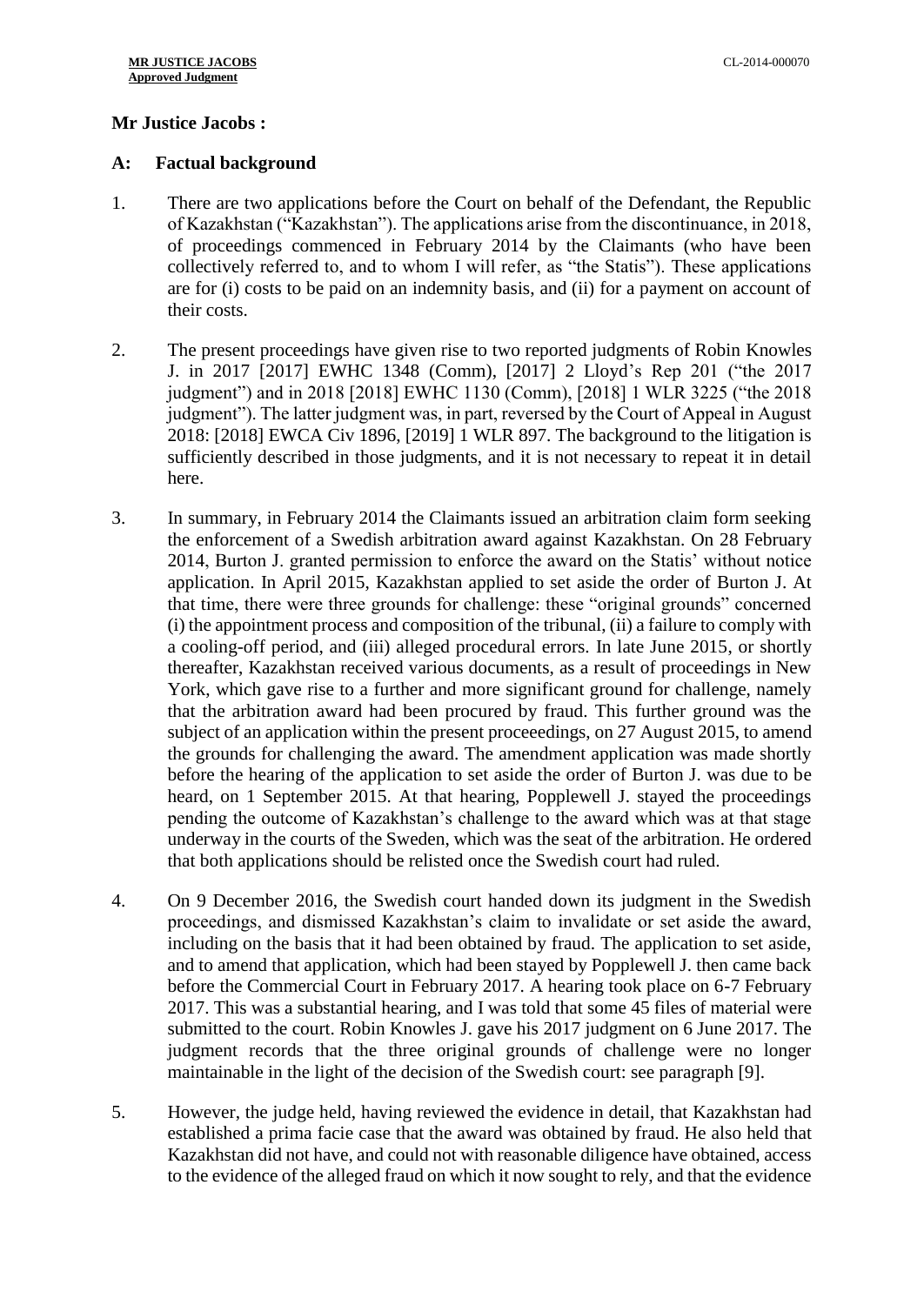**Mr Justice Jacobs :**

## A: Factual background

1. There are two applications before the Court on behalf of the Defendant, the Republic of Kazakhstan ("Kazakhstan"). The applications arise from the discontinuance, in 2018, of proceedings commenced in February 2014 by the Claimants (who have been collectively referred to, and to whom I will refer, as "the Statis"). These applications are for (i) costs to be paid on an indemnity basis, and (ii) for a payment on account of their costs.

2. The present proceedings have given rise to two reported judgments of Robin Knowles J. in 2017 [2017] EWHC 1348 (Comm), [2017] 2 Lloyd's Rep 201 ("the 2017 judgment") and in 2018 [2018] EWHC 1130 (Comm), [2018] 1 WLR 3225 ("the 2018 judgment"). The latter judgment was, in part, reversed by the Court of Appeal in August 2018: [2018] EWCA Civ 1896, [2019] 1 WLR 897. The background to the litigation is sufficiently described in those judgments, and it is not necessary to repeat it in detail here.

3. In summary, in February 2014 the Claimants issued an arbitration claim form seeking the enforcement of a Swedish arbitration award against Kazakhstan. On 28 February 2014, Burton J. granted permission to enforce the award on the Statis' without notice application. In April 2015, Kazakhstan applied to set aside the order of Burton J. At that time, there were three grounds for challenge: these "original grounds" concerned (i) the appointment process and composition of the tribunal, (ii) a failure to comply with a cooling-off period, and (iii) alleged procedural errors. In late June 2015, or shortly thereafter, Kazakhstan received various documents, as a result of proceedings in New York, which gave rise to a further and more significant ground for challenge, namely that the arbitration award had been procured by fraud. This further ground was the subject of an application within the present proceeedings, on 27 August 2015, to amend the grounds for challenging the award. The amendment application was made shortly before the hearing of the application to set aside the order of Burton J. was due to be heard, on 1 September 2015. At that hearing, Popplewell J. stayed the proceedings pending the outcome of Kazakhstan's challenge to the award which was at that stage underway in the courts of the Sweden, which was the seat of the arbitration. He ordered that both applications should be relisted once the Swedish court had ruled.

4. On 9 December 2016, the Swedish court handed down its judgment in the Swedish proceedings, and dismissed Kazakhstan's claim to invalidate or set aside the award, including on the basis that it had been obtained by fraud. The application to set aside, and to amend that application, which had been stayed by Popplewell J. then came back before the Commercial Court in February 2017. A hearing took place on 6-7 February 2017. This was a substantial hearing, and I was told that some 45 files of material were submitted to the court. Robin Knowles J. gave his 2017 judgment on 6 June 2017. The judgment records that the three original grounds of challenge were no longer maintainable in the light of the decision of the Swedish court: see paragraph [9].

5. However, the judge held, having reviewed the evidence in detail, that Kazakhstan had established a prima facie case that the award was obtained by fraud. He also held that Kazakhstan did not have, and could not with reasonable diligence have obtained, access to the evidence of the alleged fraud on which it now sought to rely, and that the evidence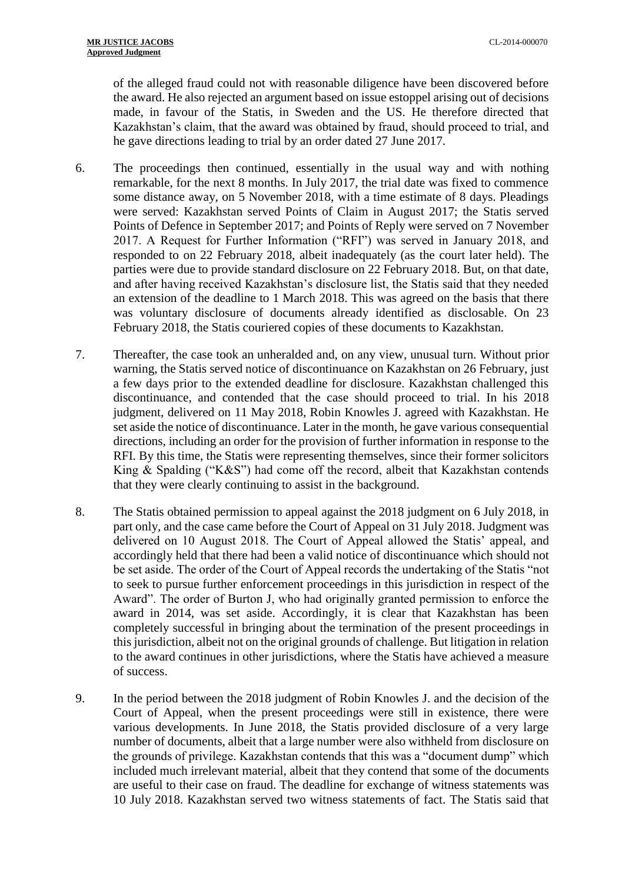of the alleged fraud could not with reasonable diligence have been discovered before the award. He also rejected an argument based on issue estoppel arising out of decisions made, in favour of the Statis, in Sweden and the US. He therefore directed that Kazakhstan's claim, that the award was obtained by fraud, should proceed to trial, and he gave directions leading to trial by an order dated 27 June 2017.

6. The proceedings then continued, essentially in the usual way and with nothing remarkable, for the next 8 months. In July 2017, the trial date was fixed to commence some distance away, on 5 November 2018, with a time estimate of 8 days. Pleadings were served: Kazakhstan served Points of Claim in August 2017; the Statis served Points of Defence in September 2017; and Points of Reply were served on 7 November 2017. A Request for Further Information ("RFI") was served in January 2018, and responded to on 22 February 2018, albeit inadequately (as the court later held). The parties were due to provide standard disclosure on 22 February 2018. But, on that date, and after having received Kazakhstan's disclosure list, the Statis said that they needed an extension of the deadline to 1 March 2018. This was agreed on the basis that there was voluntary disclosure of documents already identified as disclosable. On 23 February 2018, the Statis couriered copies of these documents to Kazakhstan.

7. Thereafter, the case took an unheralded and, on any view, unusual turn. Without prior warning, the Statis served notice of discontinuance on Kazakhstan on 26 February, just a few days prior to the extended deadline for disclosure. Kazakhstan challenged this discontinuance, and contended that the case should proceed to trial. In his 2018 judgment, delivered on 11 May 2018, Robin Knowles J. agreed with Kazakhstan. He set aside the notice of discontinuance. Later in the month, he gave various consequential directions, including an order for the provision of further information in response to the RFI. By this time, the Statis were representing themselves, since their former solicitors King & Spalding ("K&S") had come off the record, albeit that Kazakhstan contends that they were clearly continuing to assist in the background.

8. The Statis obtained permission to appeal against the 2018 judgment on 6 July 2018, in part only, and the case came before the Court of Appeal on 31 July 2018. Judgment was delivered on 10 August 2018. The Court of Appeal allowed the Statis' appeal, and accordingly held that there had been a valid notice of discontinuance which should not be set aside. The order of the Court of Appeal records the undertaking of the Statis "not to seek to pursue further enforcement proceedings in this jurisdiction in respect of the Award". The order of Burton J, who had originally granted permission to enforce the award in 2014, was set aside. Accordingly, it is clear that Kazakhstan has been completely successful in bringing about the termination of the present proceedings in this jurisdiction, albeit not on the original grounds of challenge. But litigation in relation to the award continues in other jurisdictions, where the Statis have achieved a measure of success.

9. In the period between the 2018 judgment of Robin Knowles J. and the decision of the Court of Appeal, when the present proceedings were still in existence, there were various developments. In June 2018, the Statis provided disclosure of a very large number of documents, albeit that a large number were also withheld from disclosure on the grounds of privilege. Kazakhstan contends that this was a "document dump" which included much irrelevant material, albeit that they contend that some of the documents are useful to their case on fraud. The deadline for exchange of witness statements was 10 July 2018. Kazakhstan served two witness statements of fact. The Statis said that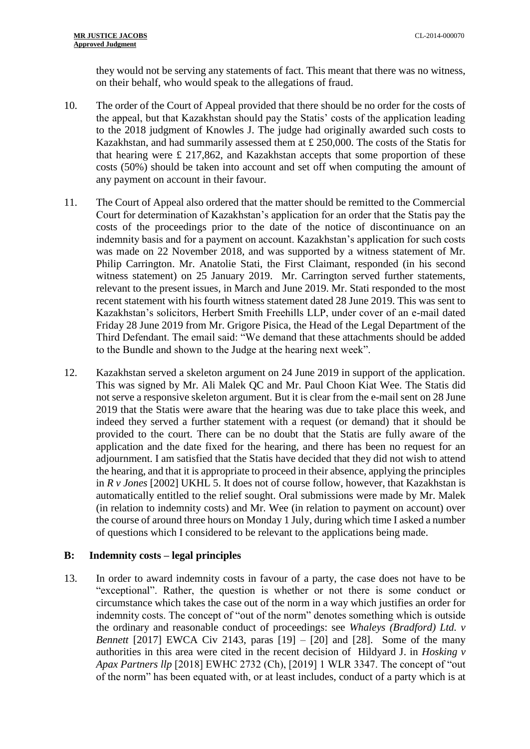they would not be serving any statements of fact. This meant that there was no witness, on their behalf, who would speak to the allegations of fraud.

10. The order of the Court of Appeal provided that there should be no order for the costs of the appeal, but that Kazakhstan should pay the Statis' costs of the application leading to the 2018 judgment of Knowles J. The judge had originally awarded such costs to Kazakhstan, and had summarily assessed them at £ 250,000. The costs of the Statis for that hearing were £ 217,862, and Kazakhstan accepts that some proportion of these costs (50%) should be taken into account and set off when computing the amount of any payment on account in their favour.

11. The Court of Appeal also ordered that the matter should be remitted to the Commercial Court for determination of Kazakhstan's application for an order that the Statis pay the costs of the proceedings prior to the date of the notice of discontinuance on an indemnity basis and for a payment on account. Kazakhstan's application for such costs was made on 22 November 2018, and was supported by a witness statement of Mr. Philip Carrington. Mr. Anatolie Stati, the First Claimant, responded (in his second witness statement) on 25 January 2019. Mr. Carrington served further statements, relevant to the present issues, in March and June 2019. Mr. Stati responded to the most recent statement with his fourth witness statement dated 28 June 2019. This was sent to Kazakhstan's solicitors, Herbert Smith Freehills LLP, under cover of an e-mail dated Friday 28 June 2019 from Mr. Grigore Pisica, the Head of the Legal Department of the Third Defendant. The email said: "We demand that these attachments should be added to the Bundle and shown to the Judge at the hearing next week".

12. Kazakhstan served a skeleton argument on 24 June 2019 in support of the application. This was signed by Mr. Ali Malek QC and Mr. Paul Choon Kiat Wee. The Statis did not serve a responsive skeleton argument. But it is clear from the e-mail sent on 28 June 2019 that the Statis were aware that the hearing was due to take place this week, and indeed they served a further statement with a request (or demand) that it should be provided to the court. There can be no doubt that the Statis are fully aware of the application and the date fixed for the hearing, and there has been no request for an adjournment. I am satisfied that the Statis have decided that they did not wish to attend the hearing, and that it is appropriate to proceed in their absence, applying the principles in *R v Jones* [2002] UKHL 5. It does not of course follow, however, that Kazakhstan is automatically entitled to the relief sought. Oral submissions were made by Mr. Malek (in relation to indemnity costs) and Mr. Wee (in relation to payment on account) over the course of around three hours on Monday 1 July, during which time I asked a number of questions which I considered to be relevant to the applications being made.

## B: Indemnity costs – legal principles

13. In order to award indemnity costs in favour of a party, the case does not have to be "exceptional". Rather, the question is whether or not there is some conduct or circumstance which takes the case out of the norm in a way which justifies an order for indemnity costs. The concept of "out of the norm" denotes something which is outside the ordinary and reasonable conduct of proceedings: see *Whaleys (Bradford) Ltd. v Bennett* [2017] EWCA Civ 2143, paras [19] – [20] and [28]. Some of the many authorities in this area were cited in the recent decision of Hildyard J. in *Hosking v Apax Partners llp* [2018] EWHC 2732 (Ch), [2019] 1 WLR 3347. The concept of "out of the norm" has been equated with, or at least includes, conduct of a party which is at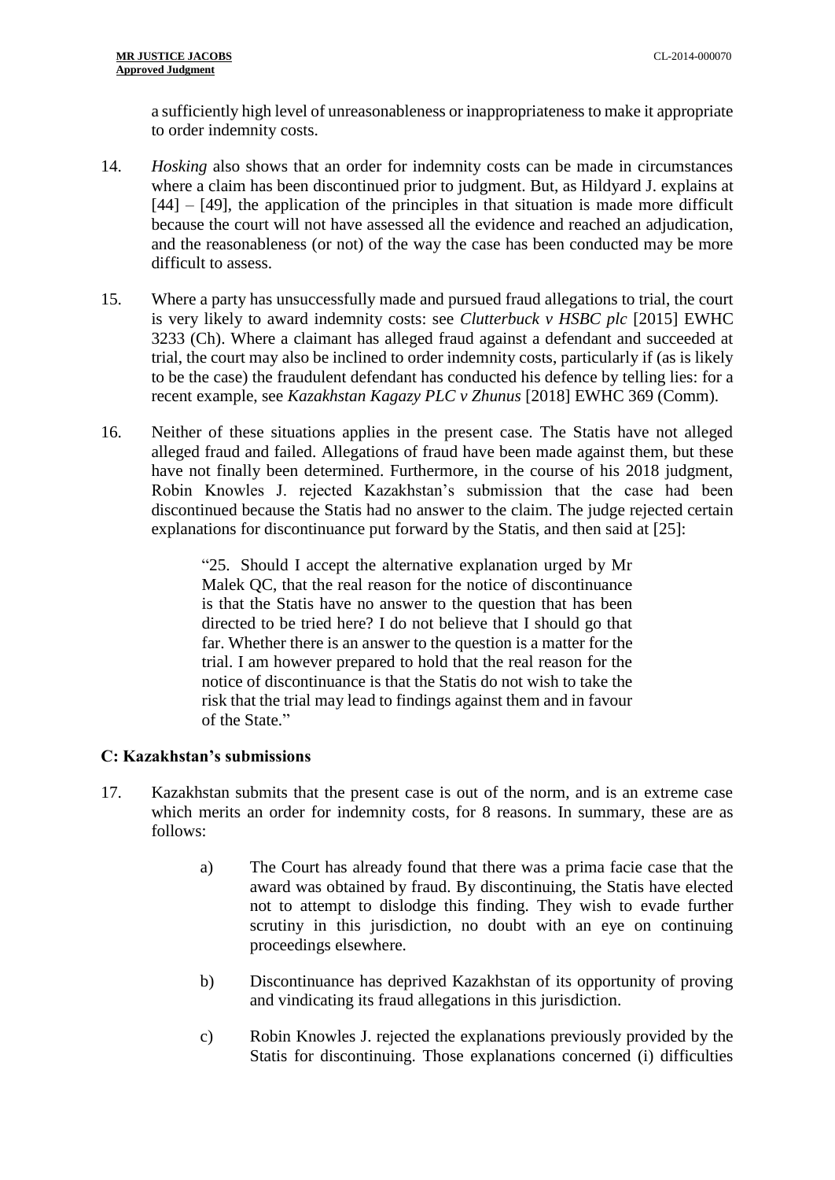a sufficiently high level of unreasonableness or inappropriateness to make it appropriate to order indemnity costs.

14. *Hosking* also shows that an order for indemnity costs can be made in circumstances where a claim has been discontinued prior to judgment. But, as Hildyard J. explains at [44] – [49], the application of the principles in that situation is made more difficult because the court will not have assessed all the evidence and reached an adjudication, and the reasonableness (or not) of the way the case has been conducted may be more difficult to assess.

15. Where a party has unsuccessfully made and pursued fraud allegations to trial, the court is very likely to award indemnity costs: see *Clutterbuck v HSBC plc* [2015] EWHC 3233 (Ch). Where a claimant has alleged fraud against a defendant and succeeded at trial, the court may also be inclined to order indemnity costs, particularly if (as is likely to be the case) the fraudulent defendant has conducted his defence by telling lies: for a recent example, see *Kazakhstan Kagazy PLC v Zhunus* [2018] EWHC 369 (Comm).

16. Neither of these situations applies in the present case. The Statis have not alleged alleged fraud and failed. Allegations of fraud have been made against them, but these have not finally been determined. Furthermore, in the course of his 2018 judgment, Robin Knowles J. rejected Kazakhstan's submission that the case had been discontinued because the Statis had no answer to the claim. The judge rejected certain explanations for discontinuance put forward by the Statis, and then said at [25]:

> "25. Should I accept the alternative explanation urged by Mr Malek QC, that the real reason for the notice of discontinuance is that the Statis have no answer to the question that has been directed to be tried here? I do not believe that I should go that far. Whether there is an answer to the question is a matter for the trial. I am however prepared to hold that the real reason for the notice of discontinuance is that the Statis do not wish to take the risk that the trial may lead to findings against them and in favour of the State."

### C: Kazakhstan's submissions

17. Kazakhstan submits that the present case is out of the norm, and is an extreme case which merits an order for indemnity costs, for 8 reasons. In summary, these are as follows:

    a) The Court has already found that there was a prima facie case that the award was obtained by fraud. By discontinuing, the Statis have elected not to attempt to dislodge this finding. They wish to evade further scrutiny in this jurisdiction, no doubt with an eye on continuing proceedings elsewhere.

    b) Discontinuance has deprived Kazakhstan of its opportunity of proving and vindicating its fraud allegations in this jurisdiction.

    c) Robin Knowles J. rejected the explanations previously provided by the Statis for discontinuing. Those explanations concerned (i) difficulties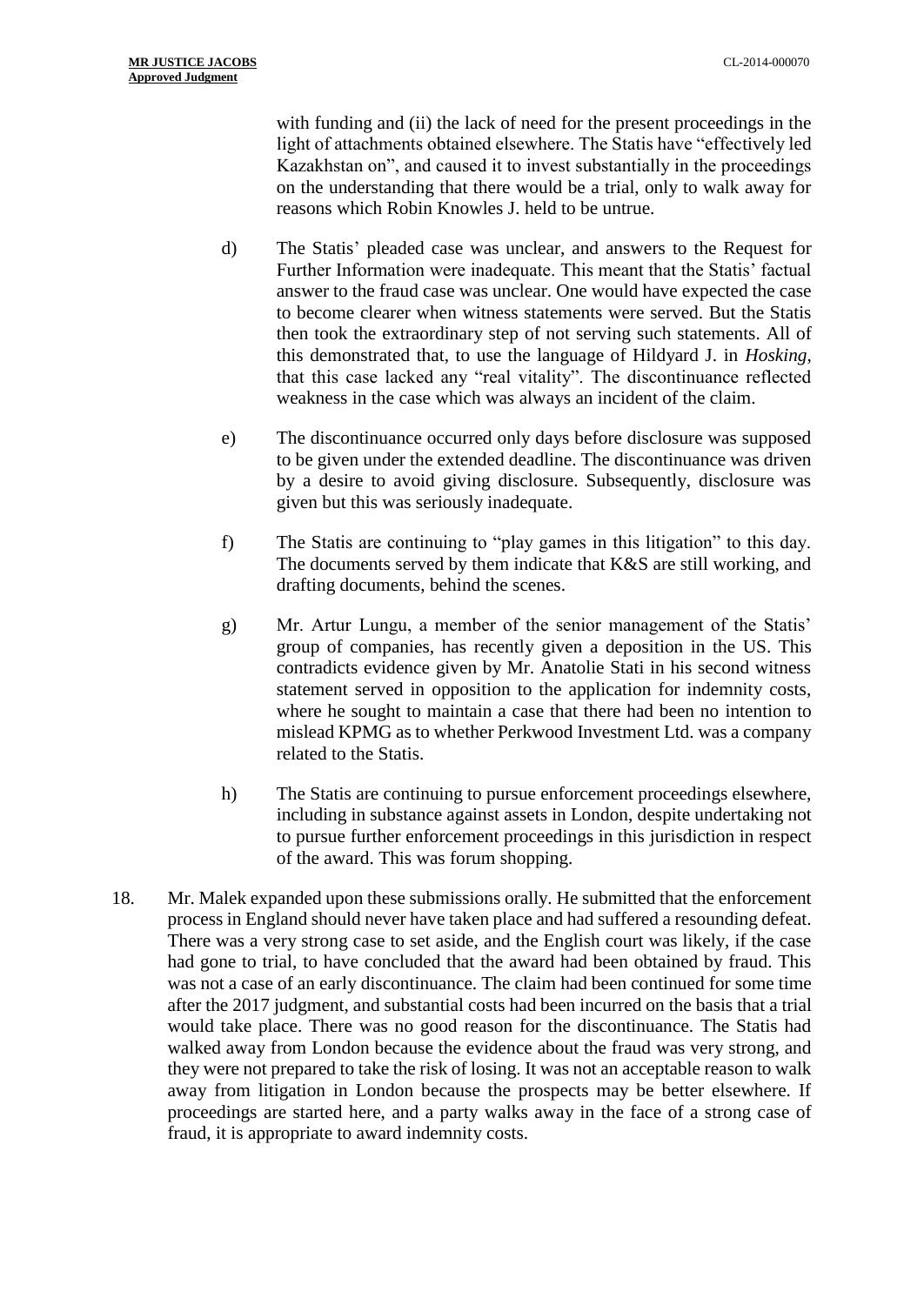with funding and (ii) the lack of need for the present proceedings in the light of attachments obtained elsewhere. The Statis have "effectively led Kazakhstan on", and caused it to invest substantially in the proceedings on the understanding that there would be a trial, only to walk away for reasons which Robin Knowles J. held to be untrue.

d) The Statis' pleaded case was unclear, and answers to the Request for Further Information were inadequate. This meant that the Statis' factual answer to the fraud case was unclear. One would have expected the case to become clearer when witness statements were served. But the Statis then took the extraordinary step of not serving such statements. All of this demonstrated that, to use the language of Hildyard J. in *Hosking*, that this case lacked any "real vitality". The discontinuance reflected weakness in the case which was always an incident of the claim.

e) The discontinuance occurred only days before disclosure was supposed to be given under the extended deadline. The discontinuance was driven by a desire to avoid giving disclosure. Subsequently, disclosure was given but this was seriously inadequate.

f) The Statis are continuing to "play games in this litigation" to this day. The documents served by them indicate that K&S are still working, and drafting documents, behind the scenes.

g) Mr. Artur Lungu, a member of the senior management of the Statis' group of companies, has recently given a deposition in the US. This contradicts evidence given by Mr. Anatolie Stati in his second witness statement served in opposition to the application for indemnity costs, where he sought to maintain a case that there had been no intention to mislead KPMG as to whether Perkwood Investment Ltd. was a company related to the Statis.

h) The Statis are continuing to pursue enforcement proceedings elsewhere, including in substance against assets in London, despite undertaking not to pursue further enforcement proceedings in this jurisdiction in respect of the award. This was forum shopping.

18. Mr. Malek expanded upon these submissions orally. He submitted that the enforcement process in England should never have taken place and had suffered a resounding defeat. There was a very strong case to set aside, and the English court was likely, if the case had gone to trial, to have concluded that the award had been obtained by fraud. This was not a case of an early discontinuance. The claim had been continued for some time after the 2017 judgment, and substantial costs had been incurred on the basis that a trial would take place. There was no good reason for the discontinuance. The Statis had walked away from London because the evidence about the fraud was very strong, and they were not prepared to take the risk of losing. It was not an acceptable reason to walk away from litigation in London because the prospects may be better elsewhere. If proceedings are started here, and a party walks away in the face of a strong case of fraud, it is appropriate to award indemnity costs.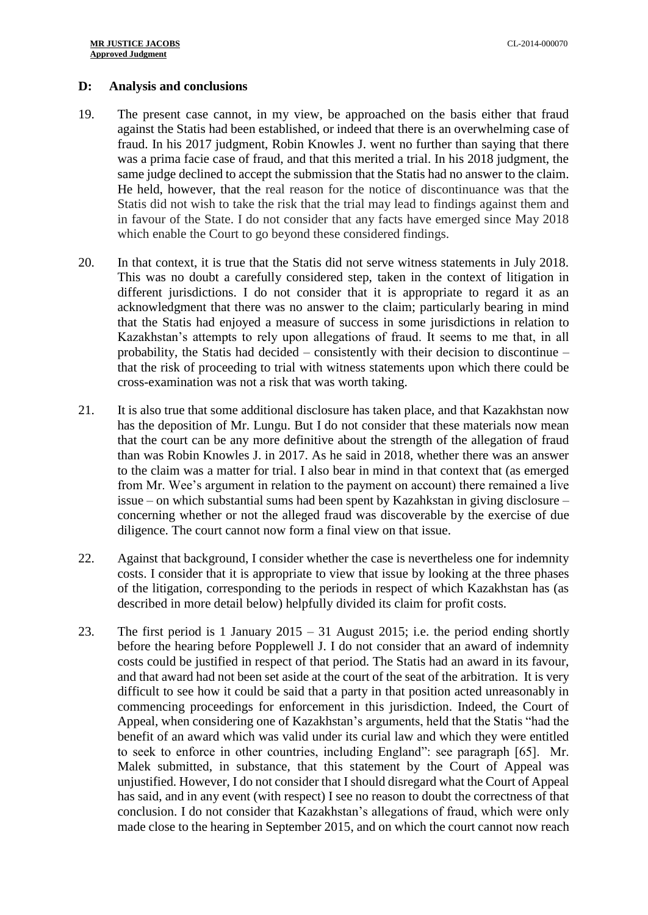## D: Analysis and conclusions

19. The present case cannot, in my view, be approached on the basis either that fraud against the Statis had been established, or indeed that there is an overwhelming case of fraud. In his 2017 judgment, Robin Knowles J. went no further than saying that there was a prima facie case of fraud, and that this merited a trial. In his 2018 judgment, the same judge declined to accept the submission that the Statis had no answer to the claim. He held, however, that the real reason for the notice of discontinuance was that the Statis did not wish to take the risk that the trial may lead to findings against them and in favour of the State. I do not consider that any facts have emerged since May 2018 which enable the Court to go beyond these considered findings.

20. In that context, it is true that the Statis did not serve witness statements in July 2018. This was no doubt a carefully considered step, taken in the context of litigation in different jurisdictions. I do not consider that it is appropriate to regard it as an acknowledgment that there was no answer to the claim; particularly bearing in mind that the Statis had enjoyed a measure of success in some jurisdictions in relation to Kazakhstan's attempts to rely upon allegations of fraud. It seems to me that, in all probability, the Statis had decided – consistently with their decision to discontinue – that the risk of proceeding to trial with witness statements upon which there could be cross-examination was not a risk that was worth taking.

21. It is also true that some additional disclosure has taken place, and that Kazakhstan now has the deposition of Mr. Lungu. But I do not consider that these materials now mean that the court can be any more definitive about the strength of the allegation of fraud than was Robin Knowles J. in 2017. As he said in 2018, whether there was an answer to the claim was a matter for trial. I also bear in mind in that context that (as emerged from Mr. Wee's argument in relation to the payment on account) there remained a live issue – on which substantial sums had been spent by Kazahkstan in giving disclosure – concerning whether or not the alleged fraud was discoverable by the exercise of due diligence. The court cannot now form a final view on that issue.

22. Against that background, I consider whether the case is nevertheless one for indemnity costs. I consider that it is appropriate to view that issue by looking at the three phases of the litigation, corresponding to the periods in respect of which Kazakhstan has (as described in more detail below) helpfully divided its claim for profit costs.

23. The first period is 1 January 2015 – 31 August 2015; i.e. the period ending shortly before the hearing before Popplewell J. I do not consider that an award of indemnity costs could be justified in respect of that period. The Statis had an award in its favour, and that award had not been set aside at the court of the seat of the arbitration. It is very difficult to see how it could be said that a party in that position acted unreasonably in commencing proceedings for enforcement in this jurisdiction. Indeed, the Court of Appeal, when considering one of Kazakhstan's arguments, held that the Statis "had the benefit of an award which was valid under its curial law and which they were entitled to seek to enforce in other countries, including England": see paragraph [65]. Mr. Malek submitted, in substance, that this statement by the Court of Appeal was unjustified. However, I do not consider that I should disregard what the Court of Appeal has said, and in any event (with respect) I see no reason to doubt the correctness of that conclusion. I do not consider that Kazakhstan's allegations of fraud, which were only made close to the hearing in September 2015, and on which the court cannot now reach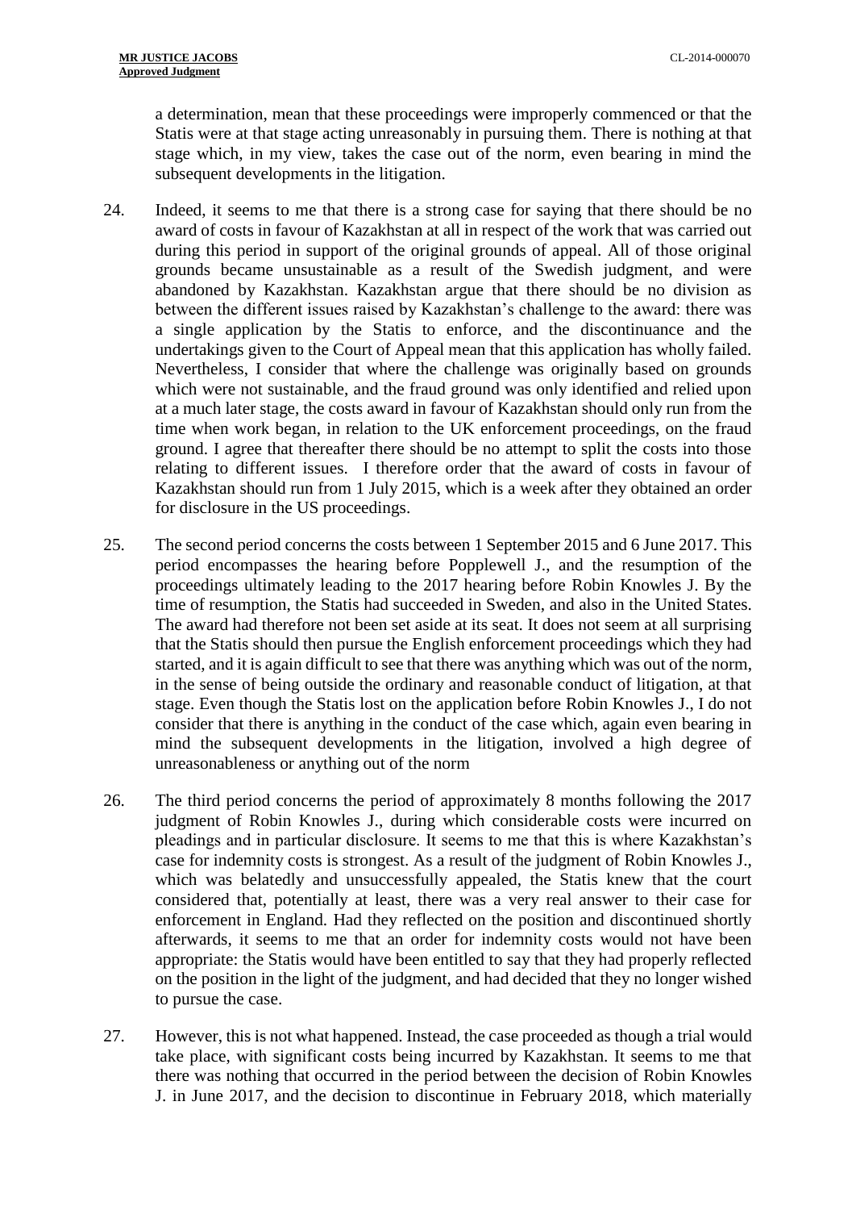a determination, mean that these proceedings were improperly commenced or that the Statis were at that stage acting unreasonably in pursuing them. There is nothing at that stage which, in my view, takes the case out of the norm, even bearing in mind the subsequent developments in the litigation.

24. Indeed, it seems to me that there is a strong case for saying that there should be no award of costs in favour of Kazakhstan at all in respect of the work that was carried out during this period in support of the original grounds of appeal. All of those original grounds became unsustainable as a result of the Swedish judgment, and were abandoned by Kazakhstan. Kazakhstan argue that there should be no division as between the different issues raised by Kazakhstan's challenge to the award: there was a single application by the Statis to enforce, and the discontinuance and the undertakings given to the Court of Appeal mean that this application has wholly failed. Nevertheless, I consider that where the challenge was originally based on grounds which were not sustainable, and the fraud ground was only identified and relied upon at a much later stage, the costs award in favour of Kazakhstan should only run from the time when work began, in relation to the UK enforcement proceedings, on the fraud ground. I agree that thereafter there should be no attempt to split the costs into those relating to different issues. I therefore order that the award of costs in favour of Kazakhstan should run from 1 July 2015, which is a week after they obtained an order for disclosure in the US proceedings.

25. The second period concerns the costs between 1 September 2015 and 6 June 2017. This period encompasses the hearing before Popplewell J., and the resumption of the proceedings ultimately leading to the 2017 hearing before Robin Knowles J. By the time of resumption, the Statis had succeeded in Sweden, and also in the United States. The award had therefore not been set aside at its seat. It does not seem at all surprising that the Statis should then pursue the English enforcement proceedings which they had started, and it is again difficult to see that there was anything which was out of the norm, in the sense of being outside the ordinary and reasonable conduct of litigation, at that stage. Even though the Statis lost on the application before Robin Knowles J., I do not consider that there is anything in the conduct of the case which, again even bearing in mind the subsequent developments in the litigation, involved a high degree of unreasonableness or anything out of the norm

26. The third period concerns the period of approximately 8 months following the 2017 judgment of Robin Knowles J., during which considerable costs were incurred on pleadings and in particular disclosure. It seems to me that this is where Kazakhstan's case for indemnity costs is strongest. As a result of the judgment of Robin Knowles J., which was belatedly and unsuccessfully appealed, the Statis knew that the court considered that, potentially at least, there was a very real answer to their case for enforcement in England. Had they reflected on the position and discontinued shortly afterwards, it seems to me that an order for indemnity costs would not have been appropriate: the Statis would have been entitled to say that they had properly reflected on the position in the light of the judgment, and had decided that they no longer wished to pursue the case.

27. However, this is not what happened. Instead, the case proceeded as though a trial would take place, with significant costs being incurred by Kazakhstan. It seems to me that there was nothing that occurred in the period between the decision of Robin Knowles J. in June 2017, and the decision to discontinue in February 2018, which materially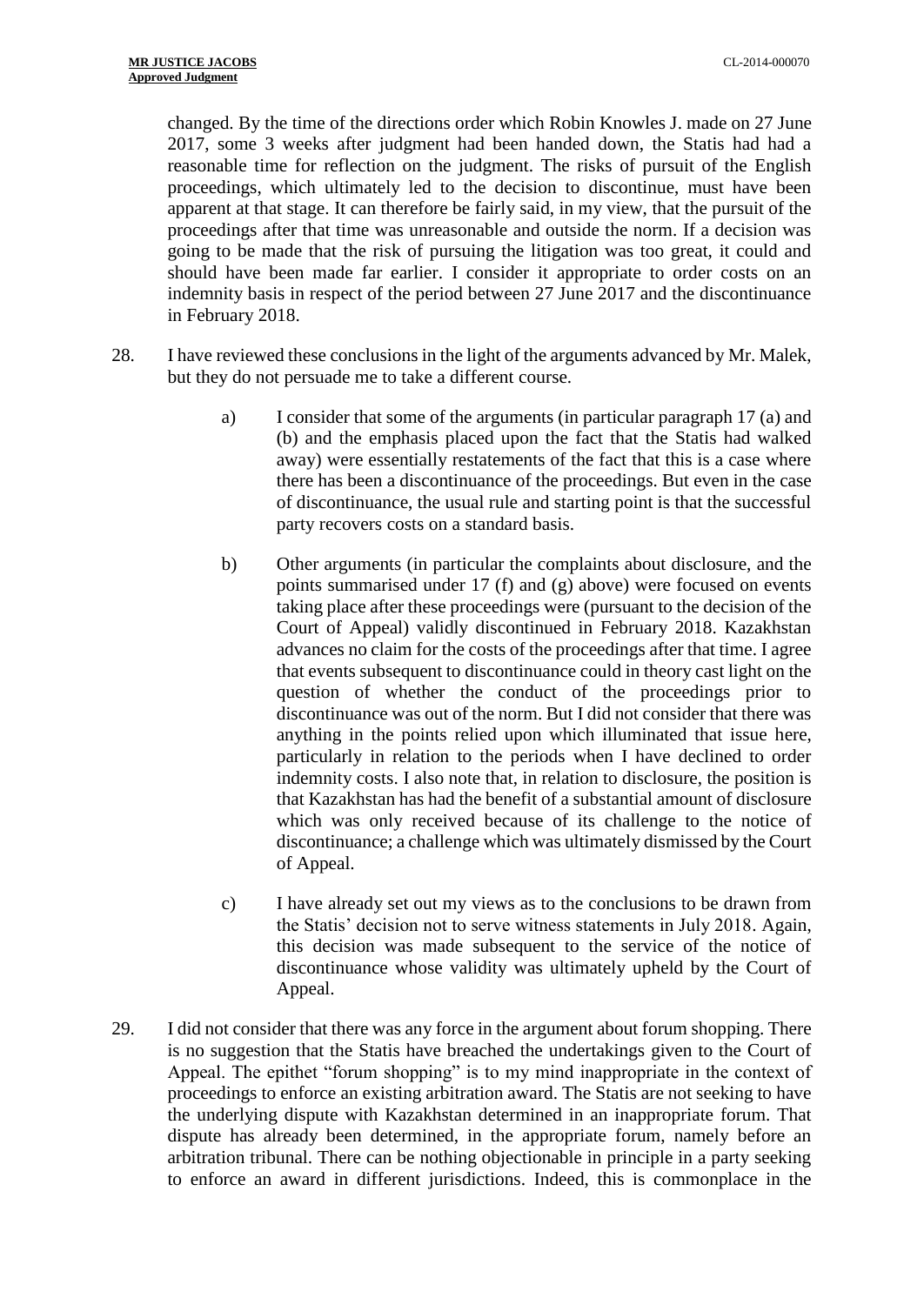changed. By the time of the directions order which Robin Knowles J. made on 27 June 2017, some 3 weeks after judgment had been handed down, the Statis had had a reasonable time for reflection on the judgment. The risks of pursuit of the English proceedings, which ultimately led to the decision to discontinue, must have been apparent at that stage. It can therefore be fairly said, in my view, that the pursuit of the proceedings after that time was unreasonable and outside the norm. If a decision was going to be made that the risk of pursuing the litigation was too great, it could and should have been made far earlier. I consider it appropriate to order costs on an indemnity basis in respect of the period between 27 June 2017 and the discontinuance in February 2018.

28. I have reviewed these conclusions in the light of the arguments advanced by Mr. Malek, but they do not persuade me to take a different course.

    a) I consider that some of the arguments (in particular paragraph 17 (a) and (b) and the emphasis placed upon the fact that the Statis had walked away) were essentially restatements of the fact that this is a case where there has been a discontinuance of the proceedings. But even in the case of discontinuance, the usual rule and starting point is that the successful party recovers costs on a standard basis.

    b) Other arguments (in particular the complaints about disclosure, and the points summarised under 17 (f) and (g) above) were focused on events taking place after these proceedings were (pursuant to the decision of the Court of Appeal) validly discontinued in February 2018. Kazakhstan advances no claim for the costs of the proceedings after that time. I agree that events subsequent to discontinuance could in theory cast light on the question of whether the conduct of the proceedings prior to discontinuance was out of the norm. But I did not consider that there was anything in the points relied upon which illuminated that issue here, particularly in relation to the periods when I have declined to order indemnity costs. I also note that, in relation to disclosure, the position is that Kazakhstan has had the benefit of a substantial amount of disclosure which was only received because of its challenge to the notice of discontinuance; a challenge which was ultimately dismissed by the Court of Appeal.

    c) I have already set out my views as to the conclusions to be drawn from the Statis' decision not to serve witness statements in July 2018. Again, this decision was made subsequent to the service of the notice of discontinuance whose validity was ultimately upheld by the Court of Appeal.

29. I did not consider that there was any force in the argument about forum shopping. There is no suggestion that the Statis have breached the undertakings given to the Court of Appeal. The epithet "forum shopping" is to my mind inappropriate in the context of proceedings to enforce an existing arbitration award. The Statis are not seeking to have the underlying dispute with Kazakhstan determined in an inappropriate forum. That dispute has already been determined, in the appropriate forum, namely before an arbitration tribunal. There can be nothing objectionable in principle in a party seeking to enforce an award in different jurisdictions. Indeed, this is commonplace in the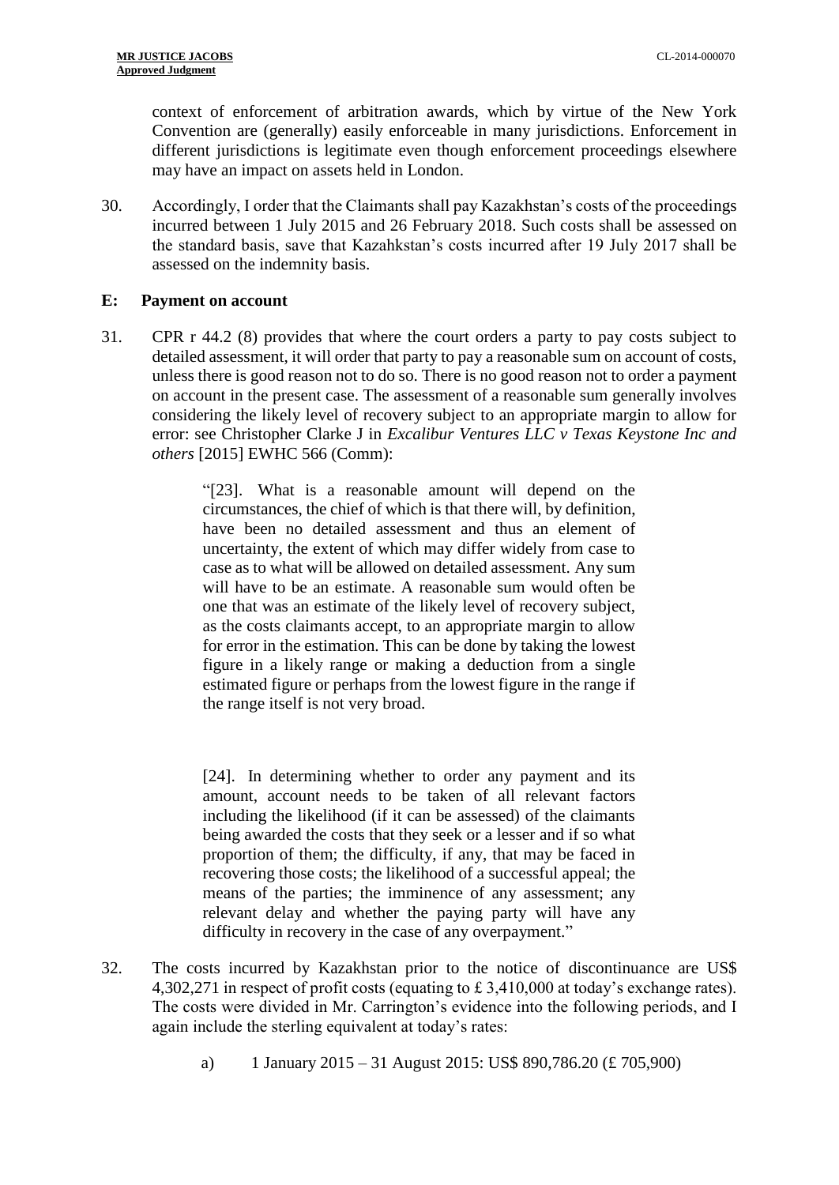context of enforcement of arbitration awards, which by virtue of the New York Convention are (generally) easily enforceable in many jurisdictions. Enforcement in different jurisdictions is legitimate even though enforcement proceedings elsewhere may have an impact on assets held in London.

30. Accordingly, I order that the Claimants shall pay Kazakhstan's costs of the proceedings incurred between 1 July 2015 and 26 February 2018. Such costs shall be assessed on the standard basis, save that Kazahkstan's costs incurred after 19 July 2017 shall be assessed on the indemnity basis.

## E: Payment on account

31. CPR r 44.2 (8) provides that where the court orders a party to pay costs subject to detailed assessment, it will order that party to pay a reasonable sum on account of costs, unless there is good reason not to do so. There is no good reason not to order a payment on account in the present case. The assessment of a reasonable sum generally involves considering the likely level of recovery subject to an appropriate margin to allow for error: see Christopher Clarke J in *Excalibur Ventures LLC v Texas Keystone Inc and others* [2015] EWHC 566 (Comm):

> "[23]. What is a reasonable amount will depend on the circumstances, the chief of which is that there will, by definition, have been no detailed assessment and thus an element of uncertainty, the extent of which may differ widely from case to case as to what will be allowed on detailed assessment. Any sum will have to be an estimate. A reasonable sum would often be one that was an estimate of the likely level of recovery subject, as the costs claimants accept, to an appropriate margin to allow for error in the estimation. This can be done by taking the lowest figure in a likely range or making a deduction from a single estimated figure or perhaps from the lowest figure in the range if the range itself is not very broad.
>
> [24]. In determining whether to order any payment and its amount, account needs to be taken of all relevant factors including the likelihood (if it can be assessed) of the claimants being awarded the costs that they seek or a lesser and if so what proportion of them; the difficulty, if any, that may be faced in recovering those costs; the likelihood of a successful appeal; the means of the parties; the imminence of any assessment; any relevant delay and whether the paying party will have any difficulty in recovery in the case of any overpayment."

32. The costs incurred by Kazakhstan prior to the notice of discontinuance are US$ 4,302,271 in respect of profit costs (equating to £ 3,410,000 at today's exchange rates). The costs were divided in Mr. Carrington's evidence into the following periods, and I again include the sterling equivalent at today's rates:

    a) 1 January 2015 – 31 August 2015: US$ 890,786.20 (£ 705,900)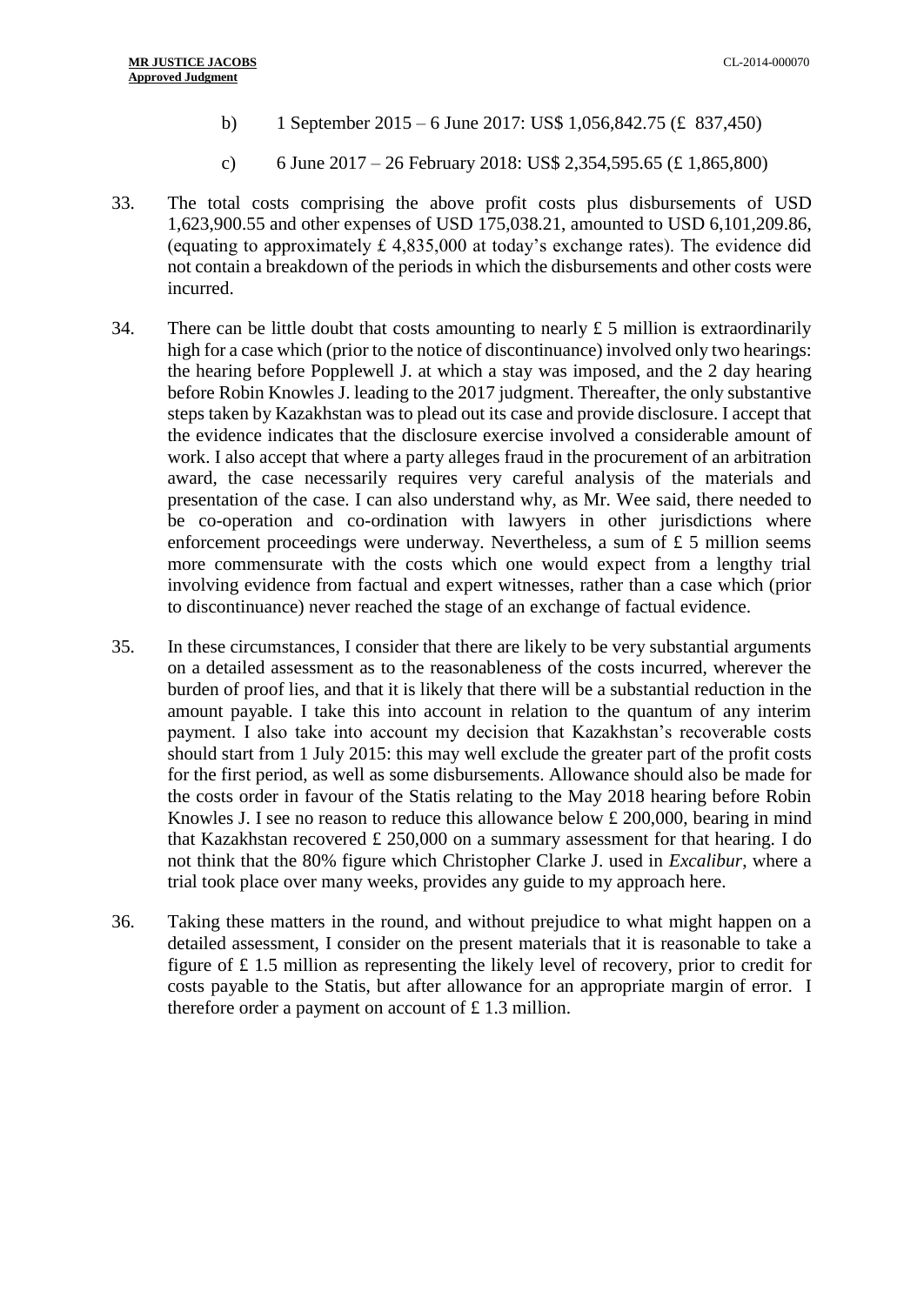b) 1 September 2015 – 6 June 2017: US$ 1,056,842.75 (£ 837,450)

c) 6 June 2017 – 26 February 2018: US$ 2,354,595.65 (£ 1,865,800)

33. The total costs comprising the above profit costs plus disbursements of USD 1,623,900.55 and other expenses of USD 175,038.21, amounted to USD 6,101,209.86, (equating to approximately £ 4,835,000 at today's exchange rates). The evidence did not contain a breakdown of the periods in which the disbursements and other costs were incurred.

34. There can be little doubt that costs amounting to nearly £ 5 million is extraordinarily high for a case which (prior to the notice of discontinuance) involved only two hearings: the hearing before Popplewell J. at which a stay was imposed, and the 2 day hearing before Robin Knowles J. leading to the 2017 judgment. Thereafter, the only substantive steps taken by Kazakhstan was to plead out its case and provide disclosure. I accept that the evidence indicates that the disclosure exercise involved a considerable amount of work. I also accept that where a party alleges fraud in the procurement of an arbitration award, the case necessarily requires very careful analysis of the materials and presentation of the case. I can also understand why, as Mr. Wee said, there needed to be co-operation and co-ordination with lawyers in other jurisdictions where enforcement proceedings were underway. Nevertheless, a sum of £ 5 million seems more commensurate with the costs which one would expect from a lengthy trial involving evidence from factual and expert witnesses, rather than a case which (prior to discontinuance) never reached the stage of an exchange of factual evidence.

35. In these circumstances, I consider that there are likely to be very substantial arguments on a detailed assessment as to the reasonableness of the costs incurred, wherever the burden of proof lies, and that it is likely that there will be a substantial reduction in the amount payable. I take this into account in relation to the quantum of any interim payment. I also take into account my decision that Kazakhstan's recoverable costs should start from 1 July 2015: this may well exclude the greater part of the profit costs for the first period, as well as some disbursements. Allowance should also be made for the costs order in favour of the Statis relating to the May 2018 hearing before Robin Knowles J. I see no reason to reduce this allowance below £ 200,000, bearing in mind that Kazakhstan recovered £ 250,000 on a summary assessment for that hearing. I do not think that the 80% figure which Christopher Clarke J. used in *Excalibur*, where a trial took place over many weeks, provides any guide to my approach here.

36. Taking these matters in the round, and without prejudice to what might happen on a detailed assessment, I consider on the present materials that it is reasonable to take a figure of £ 1.5 million as representing the likely level of recovery, prior to credit for costs payable to the Statis, but after allowance for an appropriate margin of error. I therefore order a payment on account of £ 1.3 million.